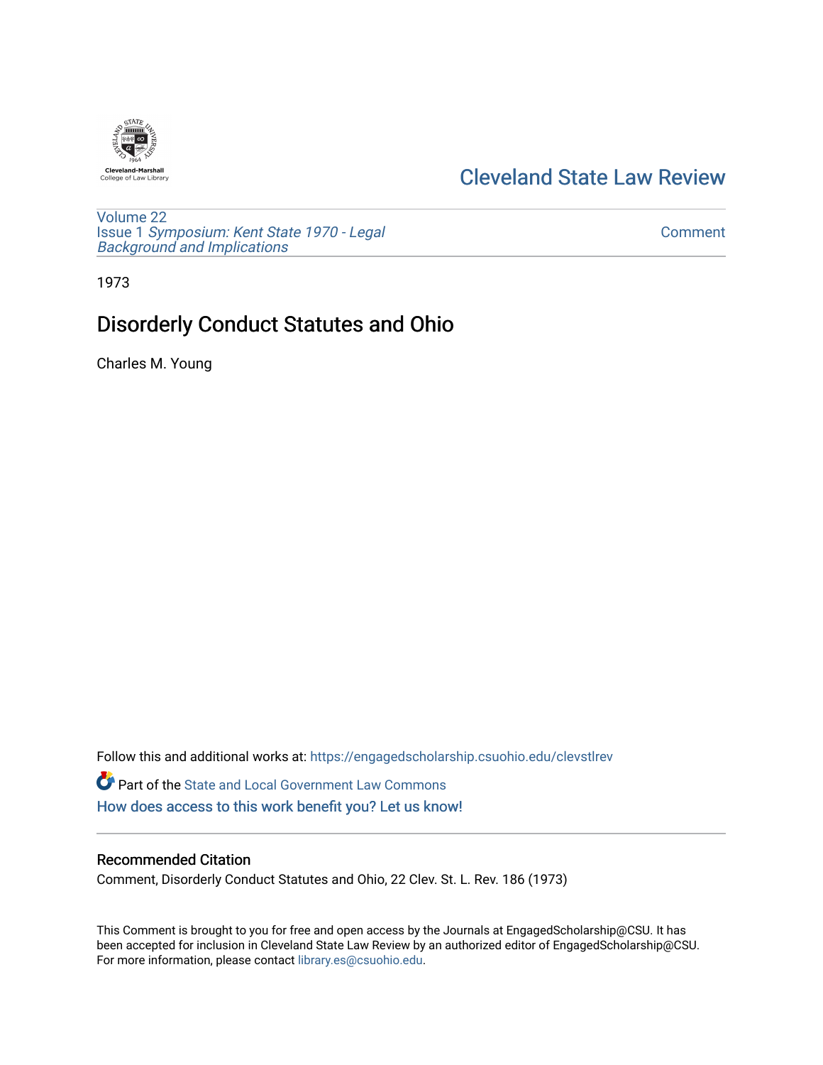Cleveland State Law Review

Volume 22
Issue 1 *Symposium: Kent State 1970 - Legal Background and Implications*

Comment

1973

# Disorderly Conduct Statutes and Ohio

Charles M. Young

Follow this and additional works at: https://engagedscholarship.csuohio.edu/clevstlrev

Part of the State and Local Government Law Commons

How does access to this work benefit you? Let us know!

## Recommended Citation

Comment, Disorderly Conduct Statutes and Ohio, 22 Clev. St. L. Rev. 186 (1973)

This Comment is brought to you for free and open access by the Journals at EngagedScholarship@CSU. It has been accepted for inclusion in Cleveland State Law Review by an authorized editor of EngagedScholarship@CSU. For more information, please contact library.es@csuohio.edu.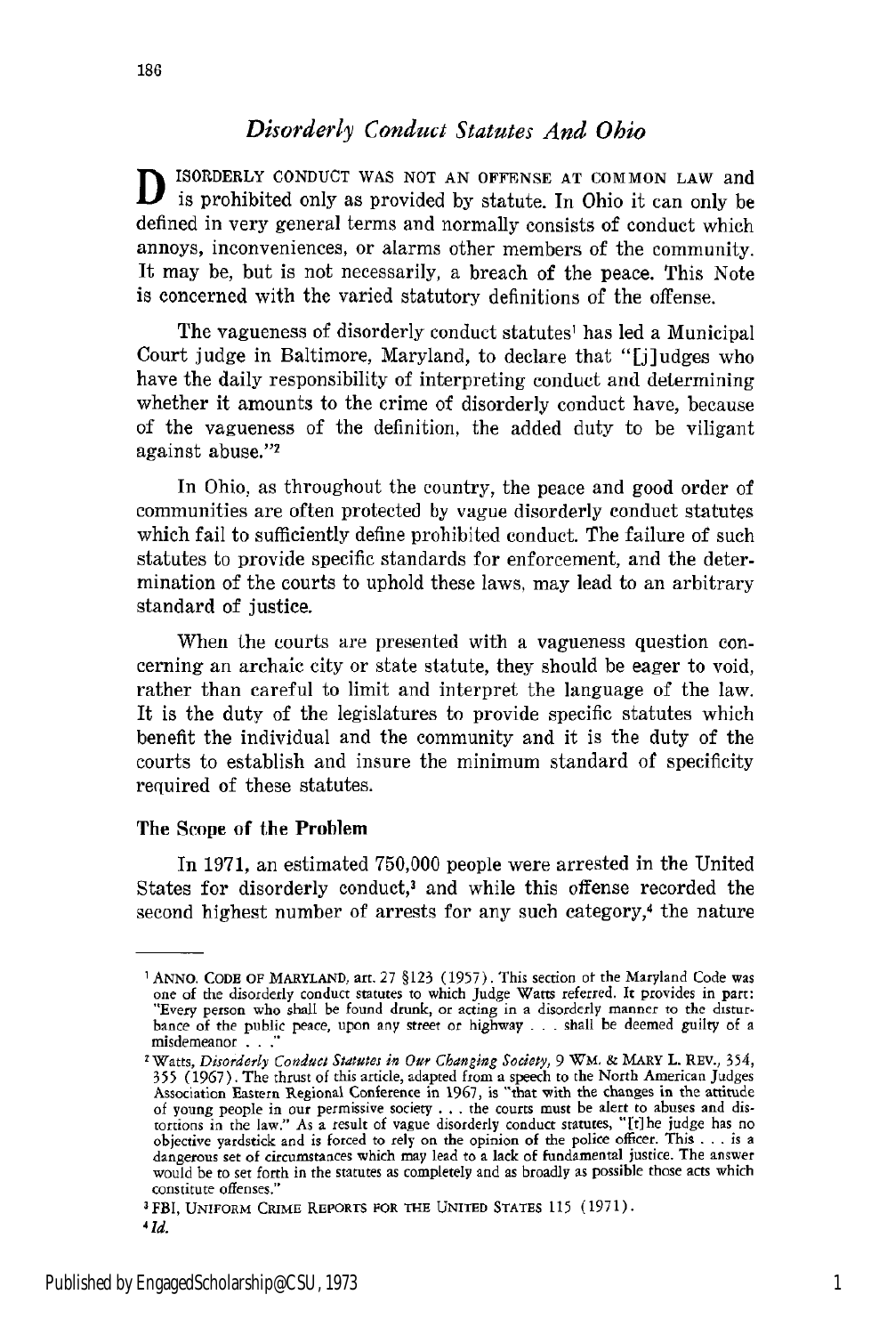## *Disorderly Conduct Statutes And Ohio*

DISORDERLY CONDUCT WAS NOT AN OFFENSE AT COMMON LAW and is prohibited only as provided by statute. In Ohio it can only be defined in very general terms and normally consists of conduct which annoys, inconveniences, or alarms other members of the community. It may be, but is not necessarily, a breach of the peace. This Note is concerned with the varied statutory definitions of the offense.

The vagueness of disorderly conduct statutes[1] has led a Municipal Court judge in Baltimore, Maryland, to declare that "[j]udges who have the daily responsibility of interpreting conduct and determining whether it amounts to the crime of disorderly conduct have, because of the vagueness of the definition, the added duty to be viligant against abuse."[2]

In Ohio, as throughout the country, the peace and good order of communities are often protected by vague disorderly conduct statutes which fail to sufficiently define prohibited conduct. The failure of such statutes to provide specific standards for enforcement, and the determination of the courts to uphold these laws, may lead to an arbitrary standard of justice.

When the courts are presented with a vagueness question concerning an archaic city or state statute, they should be eager to void, rather than careful to limit and interpret the language of the law. It is the duty of the legislatures to provide specific statutes which benefit the individual and the community and it is the duty of the courts to establish and insure the minimum standard of specificity required of these statutes.

### The Scope of the Problem

In 1971, an estimated 750,000 people were arrested in the United States for disorderly conduct,[3] and while this offense recorded the second highest number of arrests for any such category,[4] the nature

---

[1] ANNO. CODE OF MARYLAND, art. 27 §123 (1957). This section of the Maryland Code was one of the disorderly conduct statutes to which Judge Watts referred. It provides in part: "Every person who shall be found drunk, or acting in a disorderly manner to the disturbance of the public peace, upon any street or highway . . . shall be deemed guilty of a misdemeanor . . ."

[2] Watts, *Disorderly Conduct Statutes in Our Changing Society,* 9 WM. & MARY L. REV., 354, 355 (1967). The thrust of this article, adapted from a speech to the North American Judges Association Eastern Regional Conference in 1967, is "that with the changes in the attitude of young people in our permissive society . . . the courts must be alert to abuses and distortions in the law." As a result of vague disorderly conduct statutes, "[t]he judge has no objective yardstick and is forced to rely on the opinion of the police officer. This . . . is a dangerous set of circumstances which may lead to a lack of fundamental justice. The answer would be to set forth in the statutes as completely and as broadly as possible those acts which constitute offenses."

[3] FBI, UNIFORM CRIME REPORTS FOR THE UNITED STATES 115 (1971).

[4] *Id.*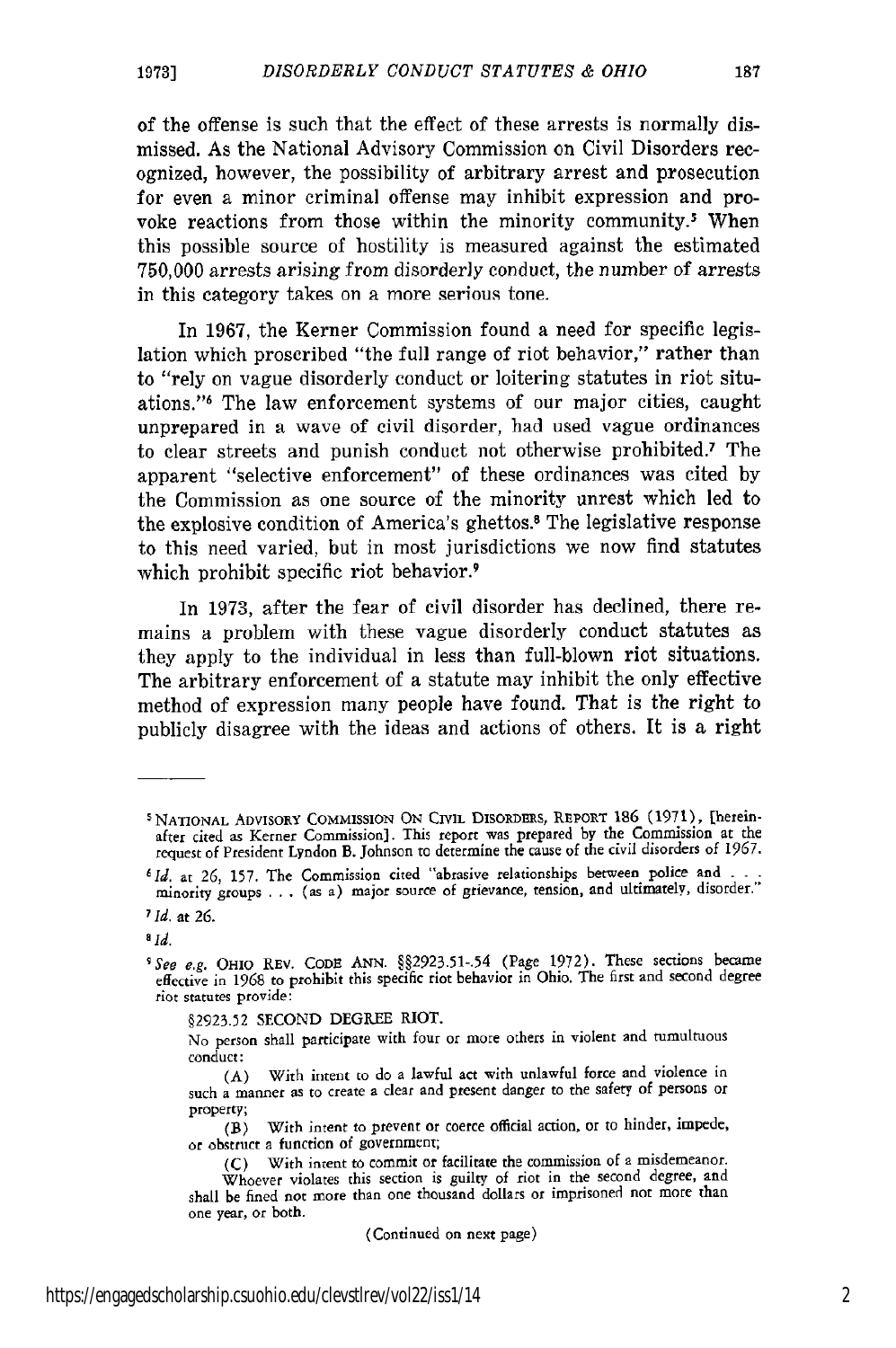of the offense is such that the effect of these arrests is normally dismissed. As the National Advisory Commission on Civil Disorders recognized, however, the possibility of arbitrary arrest and prosecution for even a minor criminal offense may inhibit expression and provoke reactions from those within the minority community.[5] When this possible source of hostility is measured against the estimated 750,000 arrests arising from disorderly conduct, the number of arrests in this category takes on a more serious tone.

In 1967, the Kerner Commission found a need for specific legislation which proscribed "the full range of riot behavior," rather than to "rely on vague disorderly conduct or loitering statutes in riot situations."[6] The law enforcement systems of our major cities, caught unprepared in a wave of civil disorder, had used vague ordinances to clear streets and punish conduct not otherwise prohibited.[7] The apparent "selective enforcement" of these ordinances was cited by the Commission as one source of the minority unrest which led to the explosive condition of America's ghettos.[8] The legislative response to this need varied, but in most jurisdictions we now find statutes which prohibit specific riot behavior.[9]

In 1973, after the fear of civil disorder has declined, there remains a problem with these vague disorderly conduct statutes as they apply to the individual in less than full-blown riot situations. The arbitrary enforcement of a statute may inhibit the only effective method of expression many people have found. That is the right to publicly disagree with the ideas and actions of others. It is a right

---

[5] NATIONAL ADVISORY COMMISSION ON CIVIL DISORDERS, REPORT 186 (1971), [hereinafter cited as Kerner Commission]. This report was prepared by the Commission at the request of President Lyndon B. Johnson to determine the cause of the civil disorders of 1967.

[6] *Id.* at 26, 157. The Commission cited "abrasive relationships between police and . . . minority groups . . . (as a) major source of grievance, tension, and ultimately, disorder."

[7] *Id.* at 26.

[8] *Id.*

[9] *See e.g.* OHIO REV. CODE ANN. §§2923.51-.54 (Page 1972). These sections became effective in 1968 to prohibit this specific riot behavior in Ohio. The first and second degree riot statutes provide:

§2923.52 SECOND DEGREE RIOT.

No person shall participate with four or more others in violent and tumultuous conduct:

(A) With intent to do a lawful act with unlawful force and violence in such a manner as to create a clear and present danger to the safety of persons or property;

(B) With intent to prevent or coerce official action, or to hinder, impede, or obstruct a function of government;

(C) With intent to commit or facilitate the commission of a misdemeanor.

Whoever violates this section is guilty of riot in the second degree, and shall be fined not more than one thousand dollars or imprisoned not more than one year, or both.

(Continued on next page)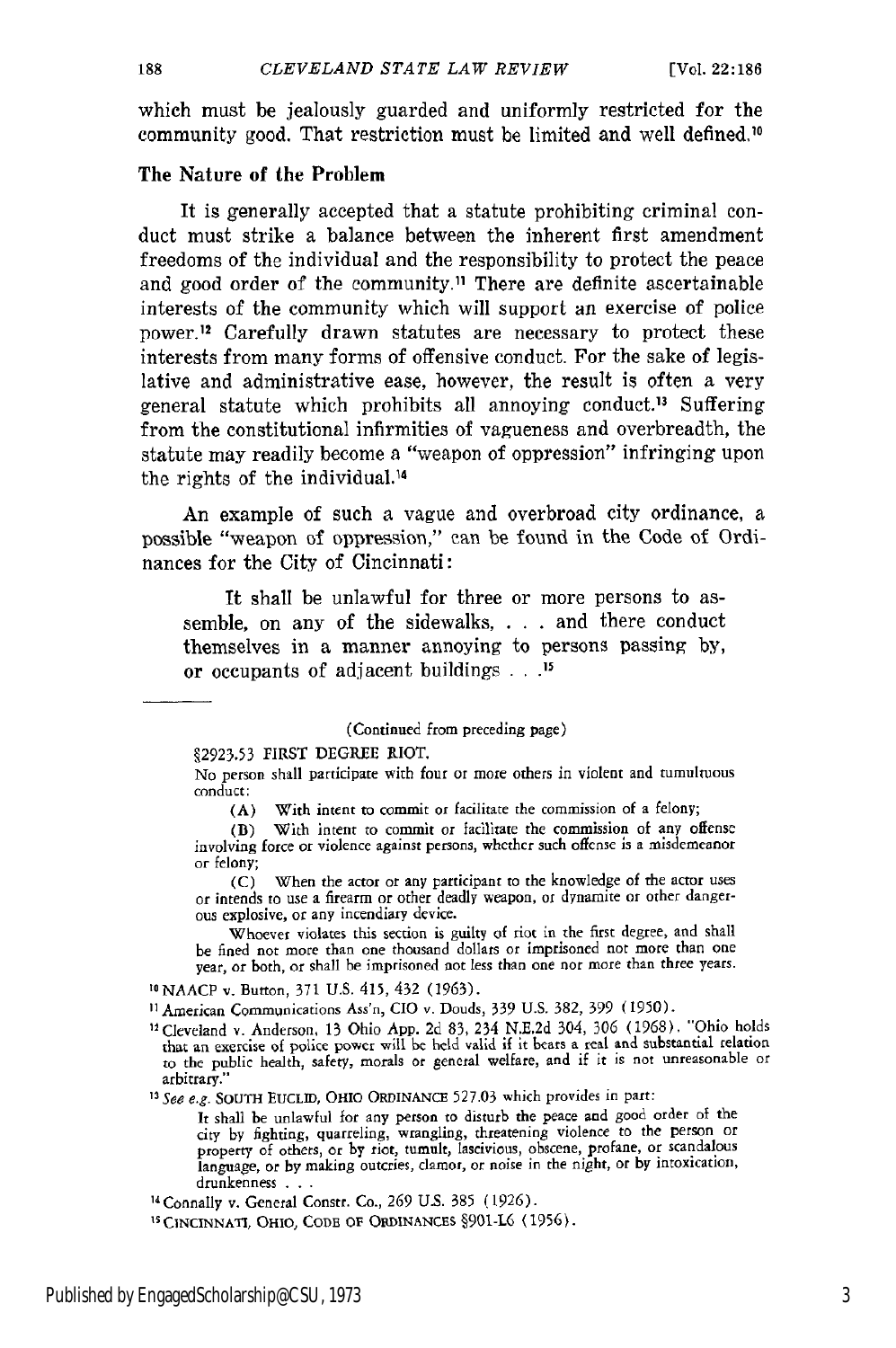which must be jealously guarded and uniformly restricted for the community good. That restriction must be limited and well defined.[10]

## The Nature of the Problem

It is generally accepted that a statute prohibiting criminal conduct must strike a balance between the inherent first amendment freedoms of the individual and the responsibility to protect the peace and good order of the community.[11] There are definite ascertainable interests of the community which will support an exercise of police power.[12] Carefully drawn statutes are necessary to protect these interests from many forms of offensive conduct. For the sake of legislative and administrative ease, however, the result is often a very general statute which prohibits all annoying conduct.[13] Suffering from the constitutional infirmities of vagueness and overbreadth, the statute may readily become a "weapon of oppression" infringing upon the rights of the individual.[14]

An example of such a vague and overbroad city ordinance, a possible "weapon of oppression," can be found in the Code of Ordinances for the City of Cincinnati:

> It shall be unlawful for three or more persons to assemble, on any of the sidewalks, . . . and there conduct themselves in a manner annoying to persons passing by, or occupants of adjacent buildings . . .[15]

---

(Continued from preceding page)

§2923.53 FIRST DEGREE RIOT.

No person shall participate with four or more others in violent and tumultuous conduct:

(A) With intent to commit or facilitate the commission of a felony;

(B) With intent to commit or facilitate the commission of any offense involving force or violence against persons, whether such offense is a misdemeanor or felony;

(C) When the actor or any participant to the knowledge of the actor uses or intends to use a firearm or other deadly weapon, or dynamite or other dangerous explosive, or any incendiary device.

Whoever violates this section is guilty of riot in the first degree, and shall be fined not more than one thousand dollars or imprisoned not more than one year, or both, or shall be imprisoned not less than one nor more than three years.

[10] NAACP v. Button, 371 U.S. 415, 432 (1963).

[11] American Communications Ass'n, CIO v. Douds, 339 U.S. 382, 399 (1950).

[12] Cleveland v. Anderson, 13 Ohio App. 2d 83, 234 N.E.2d 304, 306 (1968). "Ohio holds that an exercise of police power will be held valid if it bears a real and substantial relation to the public health, safety, morals or general welfare, and if it is not unreasonable or arbitrary."

[13] *See e.g.* SOUTH EUCLID, OHIO ORDINANCE 527.03 which provides in part:

It shall be unlawful for any person to disturb the peace and good order of the city by fighting, quarreling, wrangling, threatening violence to the person or property of others, or by riot, tumult, lascivious, obscene, profane, or scandalous language, or by making outcries, clamor, or noise in the night, or by intoxication, drunkenness . . .

[14] Connally v. General Constr. Co., 269 U.S. 385 (1926).

[15] CINCINNATI, OHIO, CODE OF ORDINANCES §901-L6 (1956).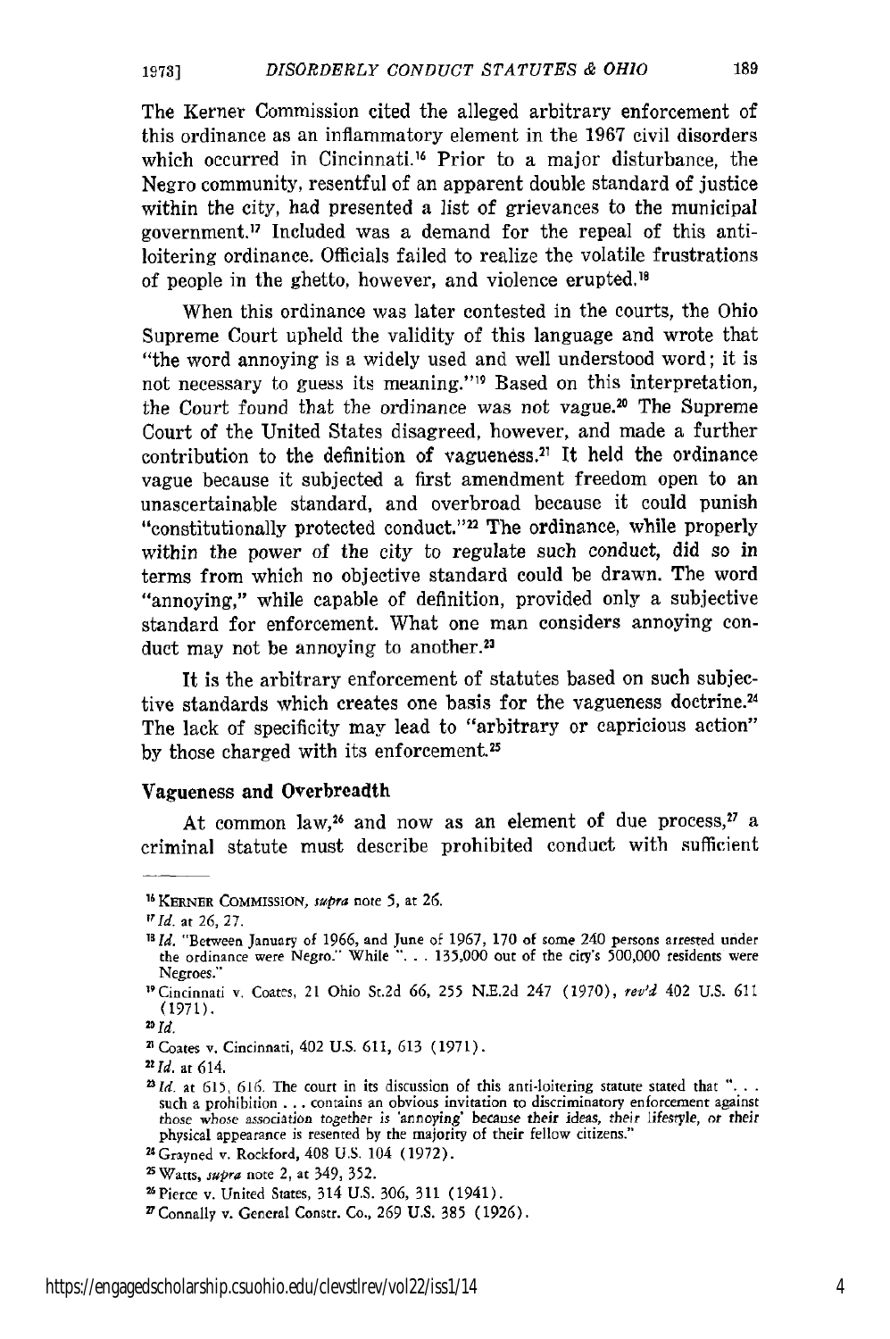The Kerner Commission cited the alleged arbitrary enforcement of this ordinance as an inflammatory element in the 1967 civil disorders which occurred in Cincinnati.[16] Prior to a major disturbance, the Negro community, resentful of an apparent double standard of justice within the city, had presented a list of grievances to the municipal government.[17] Included was a demand for the repeal of this anti-loitering ordinance. Officials failed to realize the volatile frustrations of people in the ghetto, however, and violence erupted.[18]

When this ordinance was later contested in the courts, the Ohio Supreme Court upheld the validity of this language and wrote that "the word annoying is a widely used and well understood word; it is not necessary to guess its meaning."[19] Based on this interpretation, the Court found that the ordinance was not vague.[20] The Supreme Court of the United States disagreed, however, and made a further contribution to the definition of vagueness.[21] It held the ordinance vague because it subjected a first amendment freedom open to an unascertainable standard, and overbroad because it could punish "constitutionally protected conduct."[22] The ordinance, while properly within the power of the city to regulate such conduct, did so in terms from which no objective standard could be drawn. The word "annoying," while capable of definition, provided only a subjective standard for enforcement. What one man considers annoying conduct may not be annoying to another.[23]

It is the arbitrary enforcement of statutes based on such subjective standards which creates one basis for the vagueness doctrine.[24] The lack of specificity may lead to "arbitrary or capricious action" by those charged with its enforcement.[25]

### Vagueness and Overbreadth

At common law,[26] and now as an element of due process,[27] a criminal statute must describe prohibited conduct with sufficient

---

[16] KERNER COMMISSION, *supra* note 5, at 26.

[17] *Id.* at 26, 27.

[18] *Id.* "Between January of 1966, and June of 1967, 170 of some 240 persons arrested under the ordinance were Negro." While ". . . 135,000 out of the city's 500,000 residents were Negroes."

[19] Cincinnati v. Coates, 21 Ohio St.2d 66, 255 N.E.2d 247 (1970), *rev'd* 402 U.S. 611 (1971).

[20] *Id.*

[21] Coates v. Cincinnati, 402 U.S. 611, 613 (1971).

[22] *Id.* at 614.

[23] *Id.* at 615, 616. The court in its discussion of this anti-loitering statute stated that ". . . such a prohibition . . . contains an obvious invitation to discriminatory enforcement against those whose association together is 'annoying' because their ideas, their lifestyle, or their physical appearance is resented by the majority of their fellow citizens."

[24] Grayned v. Rockford, 408 U.S. 104 (1972).

[25] Watts, *supra* note 2, at 349, 352.

[26] Pierce v. United States, 314 U.S. 306, 311 (1941).

[27] Connally v. General Constr. Co., 269 U.S. 385 (1926).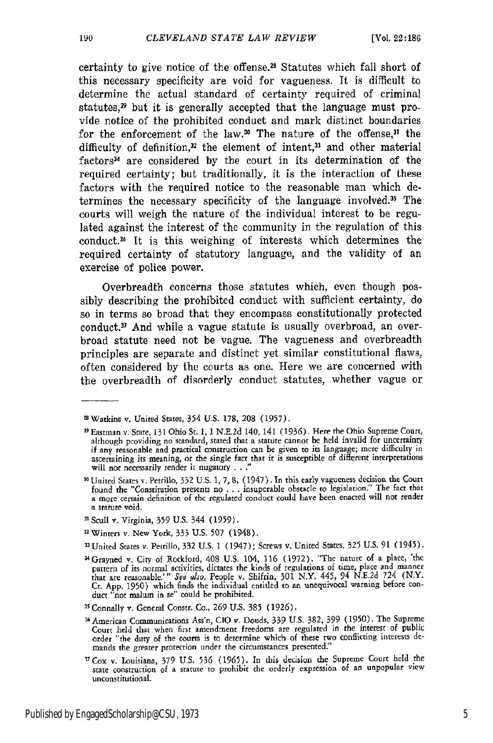certainty to give notice of the offense.[28] Statutes which fall short of this necessary specificity are void for vagueness. It is difficult to determine the actual standard of certainty required of criminal statutes,[29] but it is generally accepted that the language must provide notice of the prohibited conduct and mark distinct boundaries for the enforcement of the law.[30] The nature of the offense,[31] the difficulty of definition,[32] the element of intent,[33] and other material factors[34] are considered by the court in its determination of the required certainty; but traditionally, it is the interaction of these factors with the required notice to the reasonable man which determines the necessary specificity of the language involved.[35] The courts will weigh the nature of the individual interest to be regulated against the interest of the community in the regulation of this conduct.[36] It is this weighing of interests which determines the required certainty of statutory language, and the validity of an exercise of police power.

Overbreadth concerns those statutes which, even though possibly describing the prohibited conduct with sufficient certainty, do so in terms so broad that they encompass constitutionally protected conduct.[37] And while a vague statute is usually overbroad, an overbroad statute need not be vague. The vagueness and overbreadth principles are separate and distinct yet similar constitutional flaws, often considered by the courts as one. Here we are concerned with the overbreadth of disorderly conduct statutes, whether vague or

---

[28] Watkins v. United States, 354 U.S. 178, 208 (1957).

[29] Eastman v. State, 131 Ohio St. 1, 1 N.E.2d 140, 141 (1936). Here the Ohio Supreme Court, although providing no standard, stated that a statute cannot be held invalid for uncertainty if any reasonable and practical construction can be given to its language; mere difficulty in ascertaining its meaning, or the single fact that it is susceptible of different interpretations will not necessarily render it nugatory . . ."

[30] United States v. Petrillo, 332 U.S. 1, 7, 8, (1947). In this early vagueness decision the Court found the "Constitution presents no . . . insuperable obstacle to legislation." The fact that a more certain definition of the regulated conduct could have been enacted will not render a statute void.

[31] Scull v. Virginia, 359 U.S. 344 (1959).

[32] Winters v. New York, 333 U.S. 507 (1948).

[33] United States v. Petrillo, 332 U.S. 1 (1947); Screws v. United States, 325 U.S. 91 (1945).

[34] Grayned v. City of Rockford, 408 U.S. 104, 116 (1972). "The nature of a place, 'the pattern of its normal activities, dictates the kinds of regulations of time, place and manner that are reasonable.'" *See also*, People v. Shifrin, 301 N.Y. 445, 94 N.E.2d 724 (N.Y. Ct. App. 1950) which finds the individual entitled to an unequivocal warning before conduct "not malum in se" could be prohibited.

[35] Connally v. General Constr. Co., 269 U.S. 385 (1926).

[36] American Communications Ass'n, CIO v. Douds, 339 U.S. 382, 399 (1950). The Supreme Court held that when first amendment freedoms are regulated in the interest of public order "the duty of the courts is to determine which of these two conflicting interests demands the greater protection under the circumstances presented."

[37] Cox v. Louisiana, 379 U.S. 536 (1965). In this decision the Supreme Court held the state construction of a statute to prohibit the orderly expression of an unpopular view unconstitutional.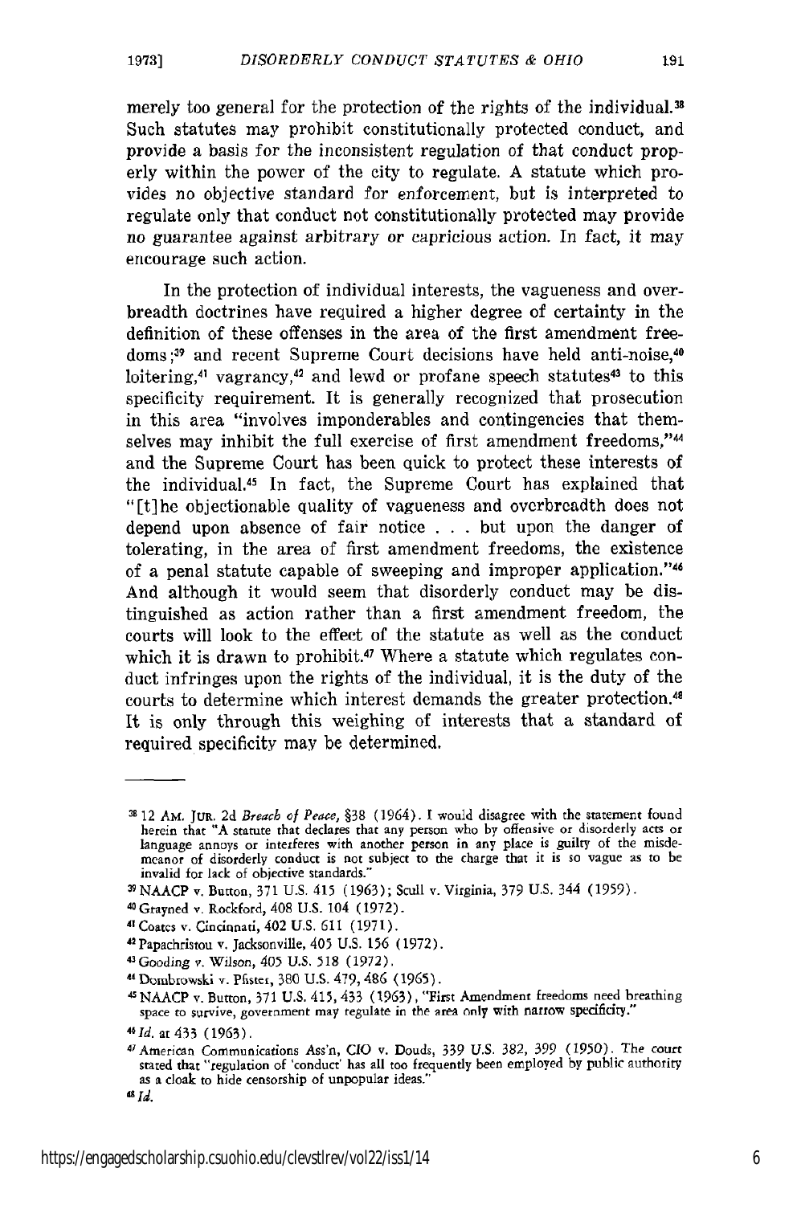merely too general for the protection of the rights of the individual.[38] Such statutes may prohibit constitutionally protected conduct, and provide a basis for the inconsistent regulation of that conduct properly within the power of the city to regulate. A statute which provides no objective standard for enforcement, but is interpreted to regulate only that conduct not constitutionally protected may provide no guarantee against arbitrary or capricious action. In fact, it may encourage such action.

In the protection of individual interests, the vagueness and overbreadth doctrines have required a higher degree of certainty in the definition of these offenses in the area of the first amendment freedoms;[39] and recent Supreme Court decisions have held anti-noise,[40] loitering,[41] vagrancy,[42] and lewd or profane speech statutes[43] to this specificity requirement. It is generally recognized that prosecution in this area "involves imponderables and contingencies that themselves may inhibit the full exercise of first amendment freedoms,"[44] and the Supreme Court has been quick to protect these interests of the individual.[45] In fact, the Supreme Court has explained that "[t]he objectionable quality of vagueness and overbreadth does not depend upon absence of fair notice . . . but upon the danger of tolerating, in the area of first amendment freedoms, the existence of a penal statute capable of sweeping and improper application."[46] And although it would seem that disorderly conduct may be distinguished as action rather than a first amendment freedom, the courts will look to the effect of the statute as well as the conduct which it is drawn to prohibit.[47] Where a statute which regulates conduct infringes upon the rights of the individual, it is the duty of the courts to determine which interest demands the greater protection.[48] It is only through this weighing of interests that a standard of required specificity may be determined.

---

[38] 12 AM. JUR. 2d *Breach of Peace*, §38 (1964). I would disagree with the statement found herein that "A statute that declares that any person who by offensive or disorderly acts or language annoys or interferes with another person in any place is guilty of the misdemeanor of disorderly conduct is not subject to the charge that it is so vague as to be invalid for lack of objective standards."

[39] NAACP v. Button, 371 U.S. 415 (1963); Scull v. Virginia, 379 U.S. 344 (1959).

[40] Grayned v. Rockford, 408 U.S. 104 (1972).

[41] Coates v. Cincinnati, 402 U.S. 611 (1971).

[42] Papachristou v. Jacksonville, 405 U.S. 156 (1972).

[43] Gooding v. Wilson, 405 U.S. 518 (1972).

[44] Dombrowski v. Pfister, 380 U.S. 479, 486 (1965).

[45] NAACP v. Button, 371 U.S. 415, 433 (1963), "First Amendment freedoms need breathing space to survive, government may regulate in the area only with narrow specificity."

[46] *Id.* at 433 (1963).

[47] American Communications Ass'n, CIO v. Douds, 339 U.S. 382, 399 (1950). The court stated that "regulation of 'conduct' has all too frequently been employed by public authority as a cloak to hide censorship of unpopular ideas."

[48] *Id.*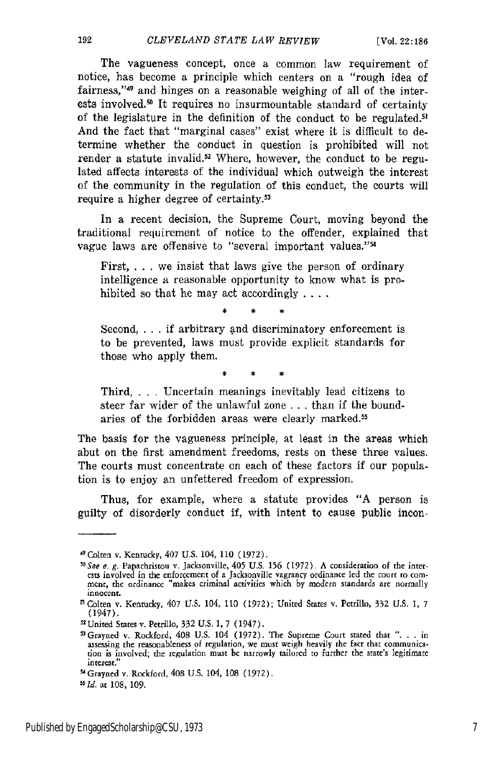The vagueness concept, once a common law requirement of notice, has become a principle which centers on a "rough idea of fairness,"[49] and hinges on a reasonable weighing of all of the interests involved.[50] It requires no insurmountable standard of certainty of the legislature in the definition of the conduct to be regulated.[51] And the fact that "marginal cases" exist where it is difficult to determine whether the conduct in question is prohibited will not render a statute invalid.[52] Where, however, the conduct to be regulated affects interests of the individual which outweigh the interest of the community in the regulation of this conduct, the courts will require a higher degree of certainty.[53]

In a recent decision, the Supreme Court, moving beyond the traditional requirement of notice to the offender, explained that vague laws are offensive to "several important values."[54]

> First, . . . we insist that laws give the person of ordinary intelligence a reasonable opportunity to know what is prohibited so that he may act accordingly . . . .
>
> \* \* \*
>
> Second, . . . if arbitrary and discriminatory enforcement is to be prevented, laws must provide explicit standards for those who apply them.
>
> \* \* \*
>
> Third, . . . Uncertain meanings inevitably lead citizens to steer far wider of the unlawful zone . . . than if the boundaries of the forbidden areas were clearly marked.[55]

The basis for the vagueness principle, at least in the areas which abut on the first amendment freedoms, rests on these three values. The courts must concentrate on each of these factors if our population is to enjoy an unfettered freedom of expression.

Thus, for example, where a statute provides "A person is guilty of disorderly conduct if, with intent to cause public incon-

---

[49] Colten v. Kentucky, 407 U.S. 104, 110 (1972).

[50] *See e. g.* Papachristou v. Jacksonville, 405 U.S. 156 (1972). A consideration of the interests involved in the enforcement of a Jacksonville vagrancy ordinance led the court to comment, the ordinance "makes criminal activities which by modern standards are normally innocent.

[51] Colten v. Kentucky, 407 U.S. 104, 110 (1972); United States v. Petrillo, 332 U.S. 1, 7 (1947).

[52] United States v. Petrillo, 332 U.S. 1, 7 (1947).

[53] Grayned v. Rockford, 408 U.S. 104 (1972). The Supreme Court stated that ". . . in assessing the reasonableness of regulation, we must weigh heavily the fact that communication is involved; the regulation must be narrowly tailored to further the state's legitimate interest."

[54] Grayned v. Rockford, 408 U.S. 104, 108 (1972).

[55] *Id.* at 108, 109.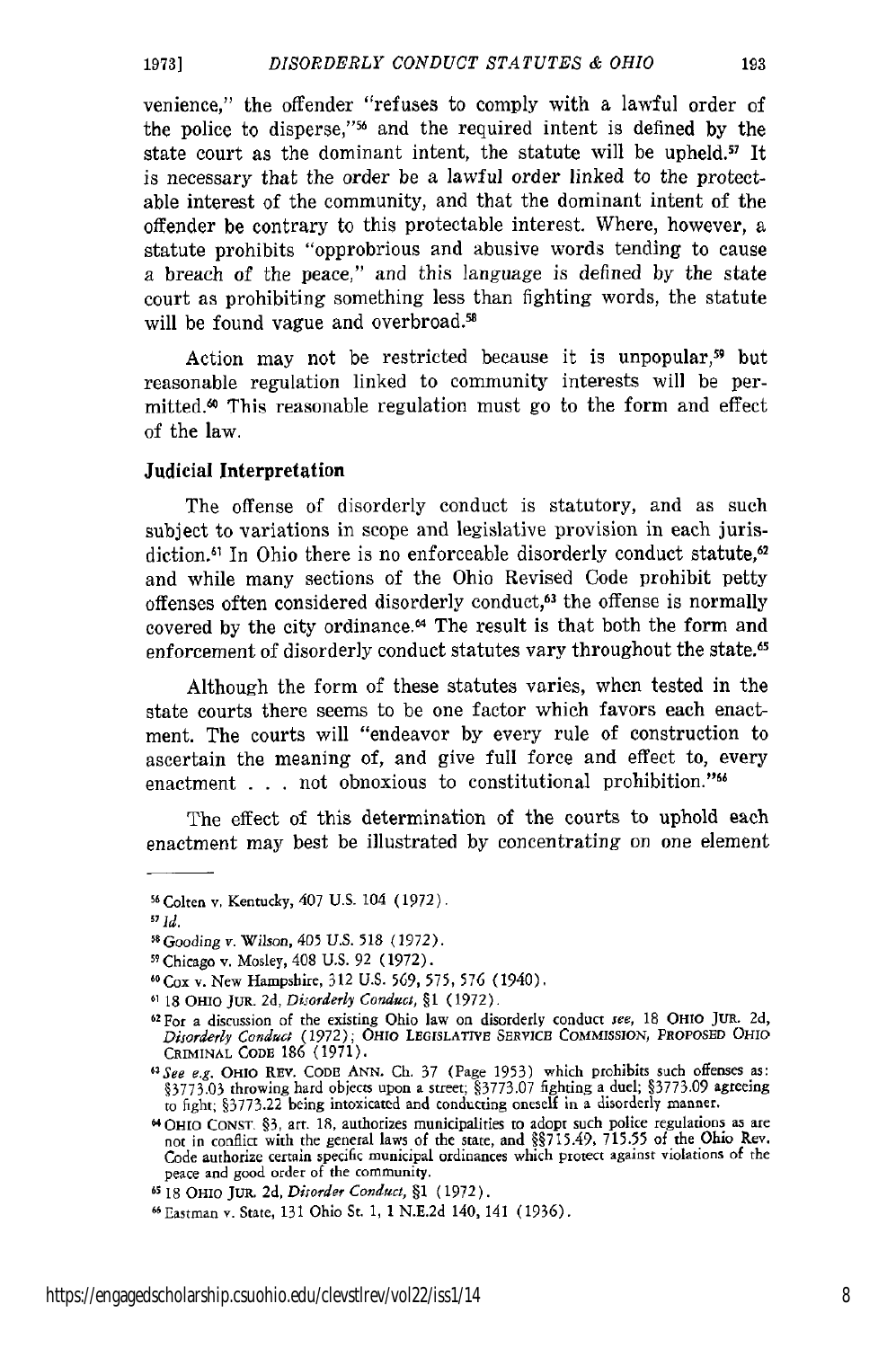venience," the offender "refuses to comply with a lawful order of the police to disperse,"[56] and the required intent is defined by the state court as the dominant intent, the statute will be upheld.[57] It is necessary that the order be a lawful order linked to the protectable interest of the community, and that the dominant intent of the offender be contrary to this protectable interest. Where, however, a statute prohibits "opprobrious and abusive words tending to cause a breach of the peace," and this language is defined by the state court as prohibiting something less than fighting words, the statute will be found vague and overbroad.[58]

Action may not be restricted because it is unpopular,[59] but reasonable regulation linked to community interests will be permitted.[60] This reasonable regulation must go to the form and effect of the law.

## Judicial Interpretation

The offense of disorderly conduct is statutory, and as such subject to variations in scope and legislative provision in each jurisdiction.[61] In Ohio there is no enforceable disorderly conduct statute,[62] and while many sections of the Ohio Revised Code prohibit petty offenses often considered disorderly conduct,[63] the offense is normally covered by the city ordinance.[64] The result is that both the form and enforcement of disorderly conduct statutes vary throughout the state.[65]

Although the form of these statutes varies, when tested in the state courts there seems to be one factor which favors each enactment. The courts will "endeavor by every rule of construction to ascertain the meaning of, and give full force and effect to, every enactment . . . not obnoxious to constitutional prohibition."[66]

The effect of this determination of the courts to uphold each enactment may best be illustrated by concentrating on one element

---

[56] Colten v. Kentucky, 407 U.S. 104 (1972).

[57] *Id.*

[58] *Gooding v. Wilson*, 405 U.S. 518 (1972).

[59] Chicago v. Mosley, 408 U.S. 92 (1972).

[60] Cox v. New Hampshire, 312 U.S. 569, 575, 576 (1940).

[61] 18 OHIO JUR. 2d, *Disorderly Conduct*, §1 (1972).

[62] For a discussion of the existing Ohio law on disorderly conduct *see*, 18 OHIO JUR. 2d, *Disorderly Conduct* (1972); OHIO LEGISLATIVE SERVICE COMMISSION, PROPOSED OHIO CRIMINAL CODE 186 (1971).

[63] *See e.g.* OHIO REV. CODE ANN. Ch. 37 (Page 1953) which prohibits such offenses as: §3773.03 throwing hard objects upon a street; §3773.07 fighting a duel; §3773.09 agreeing to fight; §3773.22 being intoxicated and conducting oneself in a disorderly manner.

[64] OHIO CONST. §3, art. 18, authorizes municipalities to adopt such police regulations as are not in conflict with the general laws of the state, and §§715.49, 715.55 of the Ohio Rev. Code authorize certain specific municipal ordinances which protect against violations of the peace and good order of the community.

[65] 18 OHIO JUR. 2d, *Disorder Conduct*, §1 (1972).

[66] Eastman v. State, 131 Ohio St. 1, 1 N.E.2d 140, 141 (1936).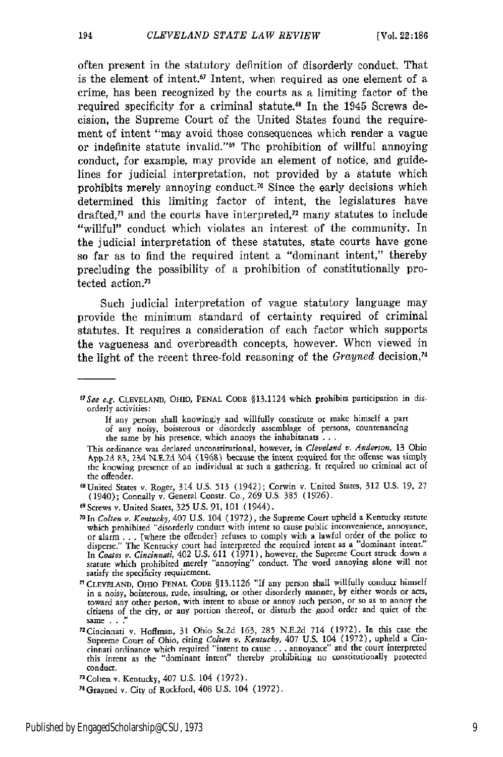often present in the statutory definition of disorderly conduct. That is the element of intent.[67] Intent, when required as one element of a crime, has been recognized by the courts as a limiting factor of the required specificity for a criminal statute.[68] In the 1945 Screws decision, the Supreme Court of the United States found the requirement of intent "may avoid those consequences which render a vague or indefinite statute invalid."[69] The prohibition of willful annoying conduct, for example, may provide an element of notice, and guidelines for judicial interpretation, not provided by a statute which prohibits merely annoying conduct.[70] Since the early decisions which determined this limiting factor of intent, the legislatures have drafted,[71] and the courts have interpreted,[72] many statutes to include "willful" conduct which violates an interest of the community. In the judicial interpretation of these statutes, state courts have gone so far as to find the required intent a "dominant intent," thereby precluding the possibility of a prohibition of constitutionally protected action.[73]

Such judicial interpretation of vague statutory language may provide the minimum standard of certainty required of criminal statutes. It requires a consideration of each factor which supports the vagueness and overbreadth concepts, however. When viewed in the light of the recent three-fold reasoning of the *Grayned* decision,[74]

---

[67] *See e.g.* CLEVELAND, OHIO, PENAL CODE §13.1124 which prohibits participation in disorderly activities:

> If any person shall knowingly and willfully constitute or make himself a part of any noisy, boisterous or disorderly assemblage of persons, countenancing the same by his presence, which annoys the inhabitanats . . .

This ordinance was declared unconstitutional, however, in *Cleveland v. Anderson*, 13 Ohio App.2d 83, 234 N.E.2d 304 (1968) because the intent required for the offense was simply the knowing presence of an individual at such a gathering. It required no criminal act of the offender.

[68] United States v. Roger, 314 U.S. 513 (1942); Corwin v. United States, 312 U.S. 19, 27 (1940); Connally v. General Constr. Co., 269 U.S. 385 (1926).

[69] Screws v. United States, 325 U.S. 91, 101 (1944).

[70] In *Colten v. Kentucky*, 407 U.S. 104 (1972), the Supreme Court upheld a Kentucky statute which prohibited "disorderly conduct with intent to cause public inconvenience, annoyance, or alarm . . . [where the offender] refuses to comply with a lawful order of the police to disperse." The Kentucky court had interpreted the required intent as a "dominant intent." In *Coates v. Cincinnati*, 402 U.S. 611 (1971), however, the Supreme Court struck down a statute which prohibited merely "annoying" conduct. The word annoying alone will not satisfy the specificity requirement.

[71] CLEVELAND, OHIO PENAL CODE §13.1126 "If any person shall willfully conduct himself in a noisy, boisterous, rude, insulting, or other disorderly manner, by either words or acts, toward any other person, with intent to abuse or annoy such person, or so as to annoy the citizens of the city, or any portion thereof, or disturb the good order and quiet of the same . . ."

[72] Cincinnati v. Hoffman, 31 Ohio St.2d 163, 285 N.E.2d 714 (1972). In this case the Supreme Court of Ohio, citing *Colten v. Kentucky*, 407 U.S. 104 (1972), upheld a Cincinnati ordinance which required "intent to cause . . . annoyance" and the court interpreted this intent as the "dominant intent" thereby prohibiting no constitutionally protected conduct.

[73] Colten v. Kentucky, 407 U.S. 104 (1972).

[74] Grayned v. City of Rockford, 408 U.S. 104 (1972).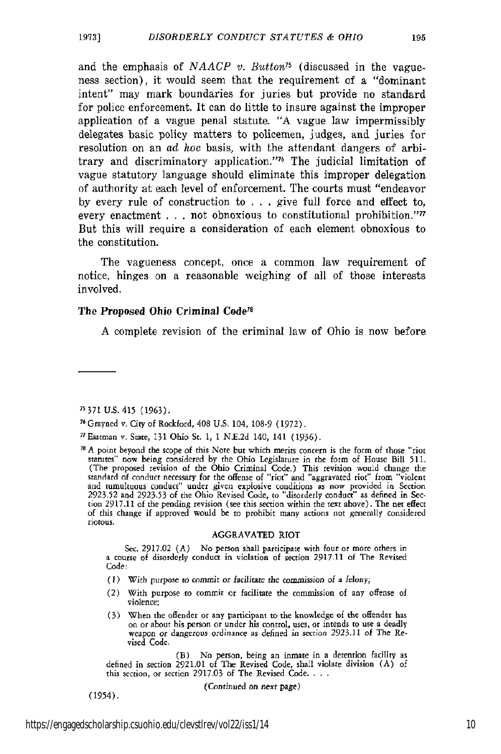and the emphasis of *NAACP v. Button*[75] (discussed in the vagueness section), it would seem that the requirement of a "dominant intent" may mark boundaries for juries but provide no standard for police enforcement. It can do little to insure against the improper application of a vague penal statute. "A vague law impermissibly delegates basic policy matters to policemen, judges, and juries for resolution on an *ad hoc* basis, with the attendant dangers of arbitrary and discriminatory application."[76] The judicial limitation of vague statutory language should eliminate this improper delegation of authority at each level of enforcement. The courts must "endeavor by every rule of construction to . . . give full force and effect to, every enactment . . . not obnoxious to constitutional prohibition."[77] But this will require a consideration of each element obnoxious to the constitution.

The vagueness concept, once a common law requirement of notice, hinges on a reasonable weighing of all of those interests involved.

### The Proposed Ohio Criminal Code[78]

A complete revision of the criminal law of Ohio is now before

---

[75] 371 U.S. 415 (1963).

[76] Grayned v. City of Rockford, 408 U.S. 104, 108-9 (1972).

[77] Eastman v. State, 131 Ohio St. 1, 1 N.E.2d 140, 141 (1936).

[78] A point beyond the scope of this Note but which merits concern is the form of those "riot statutes" now being considered by the Ohio Legislature in the form of House Bill 511. (The proposed revision of the Ohio Criminal Code.) This revision would change the standard of conduct necessary for the offense of "riot" and "aggravated riot" from "violent and tumultuous conduct" under given explosive conditions as now provided in Section 2923.52 and 2923.53 of the Ohio Revised Code, to "disorderly conduct" as defined in Section 2917.11 of the pending revision (see this section within the text above). The net effect of this change if approved would be to prohibit many actions not generally considered riotous.

AGGRAVATED RIOT

Sec. 2917.02 (A) No person shall participate with four or more others in a course of disorderly conduct in violation of section 2917.11 of The Revised Code:

(1) With purpose to commit or facilitate the commission of a felony;

(2) With purpose to commit or facilitate the commission of any offense of violence;

(3) When the offender or any participant to the knowledge of the offender has on or about his person or under his control, uses, or intends to use a deadly weapon or dangerous ordinance as defined in section 2923.11 of The Revised Code.

(B) No person, being an inmate in a detention facility as defined in section 2921.01 of The Revised Code, shall violate division (A) of this section, or section 2917.03 of The Revised Code. . . .

*(Continued on next page)*

(1954).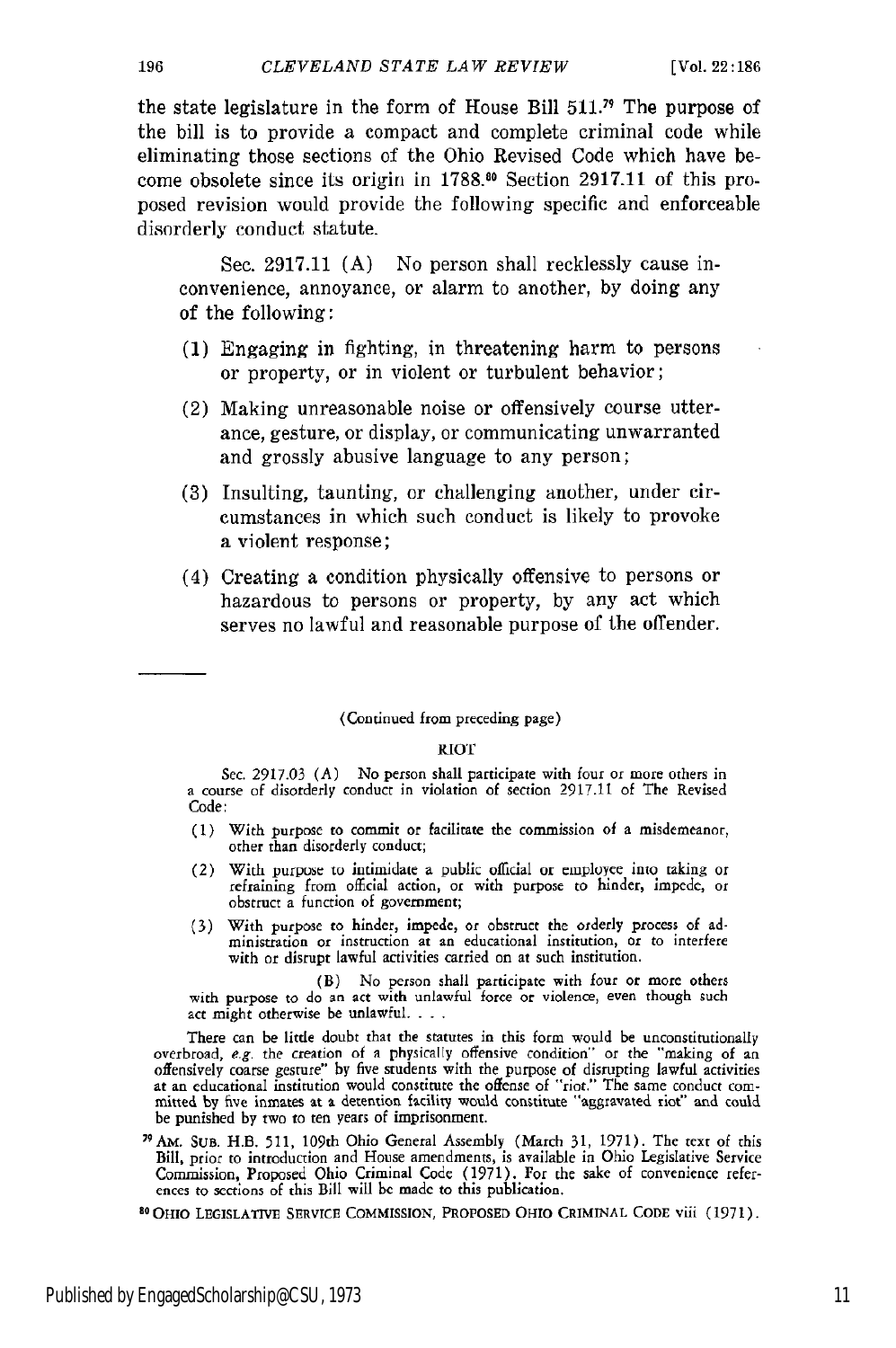the state legislature in the form of House Bill 511.[79] The purpose of the bill is to provide a compact and complete criminal code while eliminating those sections of the Ohio Revised Code which have become obsolete since its origin in 1788.[80] Section 2917.11 of this proposed revision would provide the following specific and enforceable disorderly conduct statute.

> Sec. 2917.11 (A) No person shall recklessly cause inconvenience, annoyance, or alarm to another, by doing any of the following:
>
> (1) Engaging in fighting, in threatening harm to persons or property, or in violent or turbulent behavior;
>
> (2) Making unreasonable noise or offensively course utterance, gesture, or display, or communicating unwarranted and grossly abusive language to any person;
>
> (3) Insulting, taunting, or challenging another, under circumstances in which such conduct is likely to provoke a violent response;
>
> (4) Creating a condition physically offensive to persons or hazardous to persons or property, by any act which serves no lawful and reasonable purpose of the offender.

---

(Continued from preceding page)

RIOT

Sec. 2917.03 (A) No person shall participate with four or more others in a course of disorderly conduct in violation of section 2917.11 of The Revised Code:

(1) With purpose to commit or facilitate the commission of a misdemeanor, other than disorderly conduct;

(2) With purpose to intimidate a public official or employee into taking or refraining from official action, or with purpose to hinder, impede, or obstruct a function of government;

(3) With purpose to hinder, impede, or obstruct the orderly process of administration or instruction at an educational institution, or to interfere with or disrupt lawful activities carried on at such institution.

(B) No person shall participate with four or more others with purpose to do an act with unlawful force or violence, even though such act might otherwise be unlawful. . . .

There can be little doubt that the statutes in this form would be unconstitutionally overbroad, *e.g.* the creation of a physically offensive condition" or the "making of an offensively coarse gesture" by five students with the purpose of disrupting lawful activities at an educational institution would constitute the offense of "riot." The same conduct committed by five inmates at a detention facility would constitute "aggravated riot" and could be punished by two to ten years of imprisonment.

[79] AM. SUB. H.B. 511, 109th Ohio General Assembly (March 31, 1971). The text of this Bill, prior to introduction and House amendments, is available in Ohio Legislative Service Commission, Proposed Ohio Criminal Code (1971). For the sake of convenience references to sections of this Bill will be made to this publication.

[80] OHIO LEGISLATIVE SERVICE COMMISSION, PROPOSED OHIO CRIMINAL CODE viii (1971).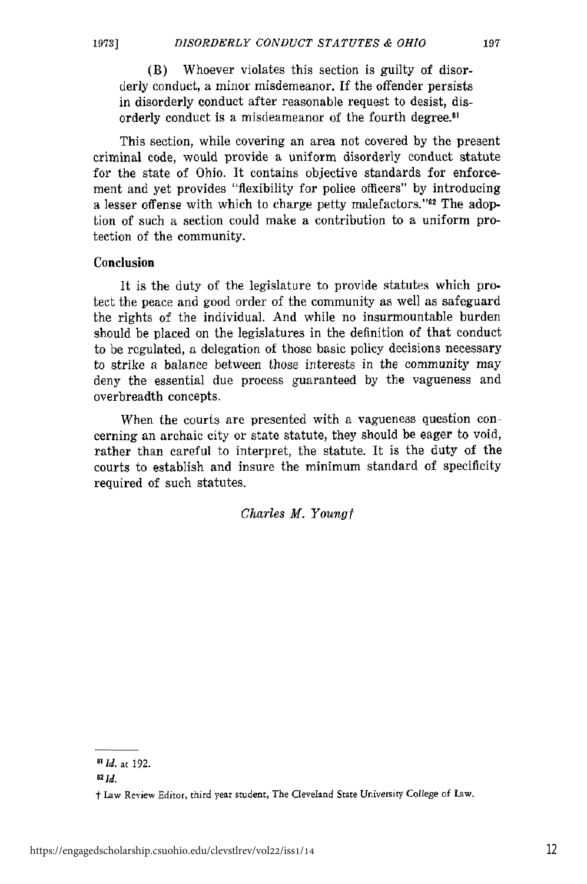(B) Whoever violates this section is guilty of disorderly conduct, a minor misdemeanor. If the offender persists in disorderly conduct after reasonable request to desist, disorderly conduct is a misdeameanor of the fourth degree.[81]

This section, while covering an area not covered by the present criminal code, would provide a uniform disorderly conduct statute for the state of Ohio. It contains objective standards for enforcement and yet provides "flexibility for police officers" by introducing a lesser offense with which to charge petty malefactors."[82] The adoption of such a section could make a contribution to a uniform protection of the community.

## Conclusion

It is the duty of the legislature to provide statutes which protect the peace and good order of the community as well as safeguard the rights of the individual. And while no insurmountable burden should be placed on the legislatures in the definition of that conduct to be regulated, a delegation of those basic policy decisions necessary to strike a balance between those interests in the community may deny the essential due process guaranteed by the vagueness and overbreadth concepts.

When the courts are presented with a vagueness question concerning an archaic city or state statute, they should be eager to void, rather than careful to interpret, the statute. It is the duty of the courts to establish and insure the minimum standard of specificity required of such statutes.

*Charles M. Young*†

---

[81] *Id.* at 192.

[82] *Id.*

† Law Review Editor, third year student, The Cleveland State University College of Law.